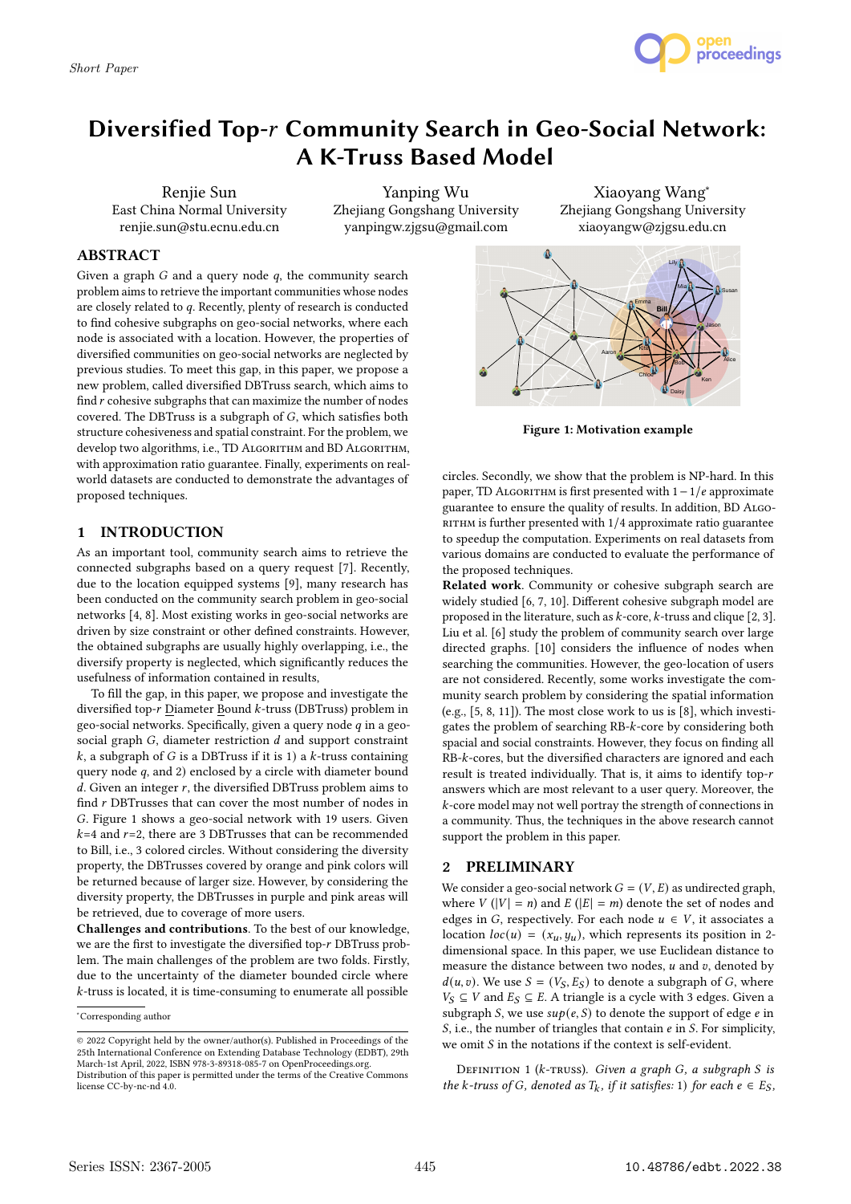Short Paper

# Diversified Top-$r$ Community Search in Geo-Social Network: A K-Truss Based Model

Renjie Sun
East China Normal University
renjie.sun@stu.ecnu.edu.cn

Yanping Wu
Zhejiang Gongshang University
yanpingw.zjgsu@gmail.com

Xiaoyang Wang*
Zhejiang Gongshang University
xiaoyangw@zjgsu.edu.cn

## ABSTRACT

Given a graph $G$ and a query node $q$, the community search problem aims to retrieve the important communities whose nodes are closely related to $q$. Recently, plenty of research is conducted to find cohesive subgraphs on geo-social networks, where each node is associated with a location. However, the properties of diversified communities on geo-social networks are neglected by previous studies. To meet this gap, in this paper, we propose a new problem, called diversified DBTruss search, which aims to find $r$ cohesive subgraphs that can maximize the number of nodes covered. The DBTruss is a subgraph of $G$, which satisfies both structure cohesiveness and spatial constraint. For the problem, we develop two algorithms, i.e., TD Algorithm and BD Algorithm, with approximation ratio guarantee. Finally, experiments on real-world datasets are conducted to demonstrate the advantages of proposed techniques.

## 1 INTRODUCTION

As an important tool, community search aims to retrieve the connected subgraphs based on a query request [7]. Recently, due to the location equipped systems [9], many research has been conducted on the community search problem in geo-social networks [4, 8]. Most existing works in geo-social networks are driven by size constraint or other defined constraints. However, the obtained subgraphs are usually highly overlapping, i.e., the diversify property is neglected, which significantly reduces the usefulness of information contained in results,

To fill the gap, in this paper, we propose and investigate the diversified top-$r$ Diameter Bound $k$-truss (DBTruss) problem in geo-social networks. Specifically, given a query node $q$ in a geo-social graph $G$, diameter restriction $d$ and support constraint $k$, a subgraph of $G$ is a DBTruss if it is 1) a $k$-truss containing query node $q$, and 2) enclosed by a circle with diameter bound $d$. Given an integer $r$, the diversified DBTruss problem aims to find $r$ DBTrusses that can cover the most number of nodes in $G$. Figure 1 shows a geo-social network with 19 users. Given $k$=4 and $r$=2, there are 3 DBTrusses that can be recommended to Bill, i.e., 3 colored circles. Without considering the diversity property, the DBTrusses covered by orange and pink colors will be returned because of larger size. However, by considering the diversity property, the DBTrusses in purple and pink areas will be retrieved, due to coverage of more users.

**Challenges and contributions**. To the best of our knowledge, we are the first to investigate the diversified top-$r$ DBTruss problem. The main challenges of the problem are two folds. Firstly, due to the uncertainty of the diameter bounded circle where $k$-truss is located, it is time-consuming to enumerate all possible circles. Secondly, we show that the problem is NP-hard. In this paper, TD Algorithm is first presented with $1-1/e$ approximate guarantee to ensure the quality of results. In addition, BD Algorithm is further presented with 1/4 approximate ratio guarantee to speedup the computation. Experiments on real datasets from various domains are conducted to evaluate the performance of the proposed techniques.

Figure 1: Motivation example

**Related work**. Community or cohesive subgraph search are widely studied [6, 7, 10]. Different cohesive subgraph model are proposed in the literature, such as $k$-core, $k$-truss and clique [2, 3]. Liu et al. [6] study the problem of community search over large directed graphs. [10] considers the influence of nodes when searching the communities. However, the geo-location of users are not considered. Recently, some works investigate the community search problem by considering the spatial information (e.g., [5, 8, 11]). The most close work to us is [8], which investigates the problem of searching RB-$k$-core by considering both spacial and social constraints. However, they focus on finding all RB-$k$-cores, but the diversified characters are ignored and each result is treated individually. That is, it aims to identify top-$r$ answers which are most relevant to a user query. Moreover, the $k$-core model may not well portray the strength of connections in a community. Thus, the techniques in the above research cannot support the problem in this paper.

## 2 PRELIMINARY

We consider a geo-social network $G = (V, E)$ as undirected graph, where $V$ ($|V| = n$) and $E$ ($|E| = m$) denote the set of nodes and edges in $G$, respectively. For each node $u \in V$, it associates a location $loc(u) = (x_u, y_u)$, which represents its position in 2-dimensional space. In this paper, we use Euclidean distance to measure the distance between two nodes, $u$ and $v$, denoted by $d(u, v)$. We use $S = (V_S, E_S)$ to denote a subgraph of $G$, where $V_S \subseteq V$ and $E_S \subseteq E$. A triangle is a cycle with 3 edges. Given a subgraph $S$, we use $sup(e, S)$ to denote the support of edge $e$ in $S$, i.e., the number of triangles that contain $e$ in $S$. For simplicity, we omit $S$ in the notations if the context is self-evident.

Definition 1 ($k$-truss). *Given a graph $G$, a subgraph $S$ is the $k$-truss of $G$, denoted as $T_k$, if it satisfies:* 1) *for each $e \in E_S$,*

*Corresponding author

© 2022 Copyright held by the owner/author(s). Published in Proceedings of the 25th International Conference on Extending Database Technology (EDBT), 29th March-1st April, 2022, ISBN 978-3-89318-085-7 on OpenProceedings.org. Distribution of this paper is permitted under the terms of the Creative Commons license CC-by-nc-nd 4.0.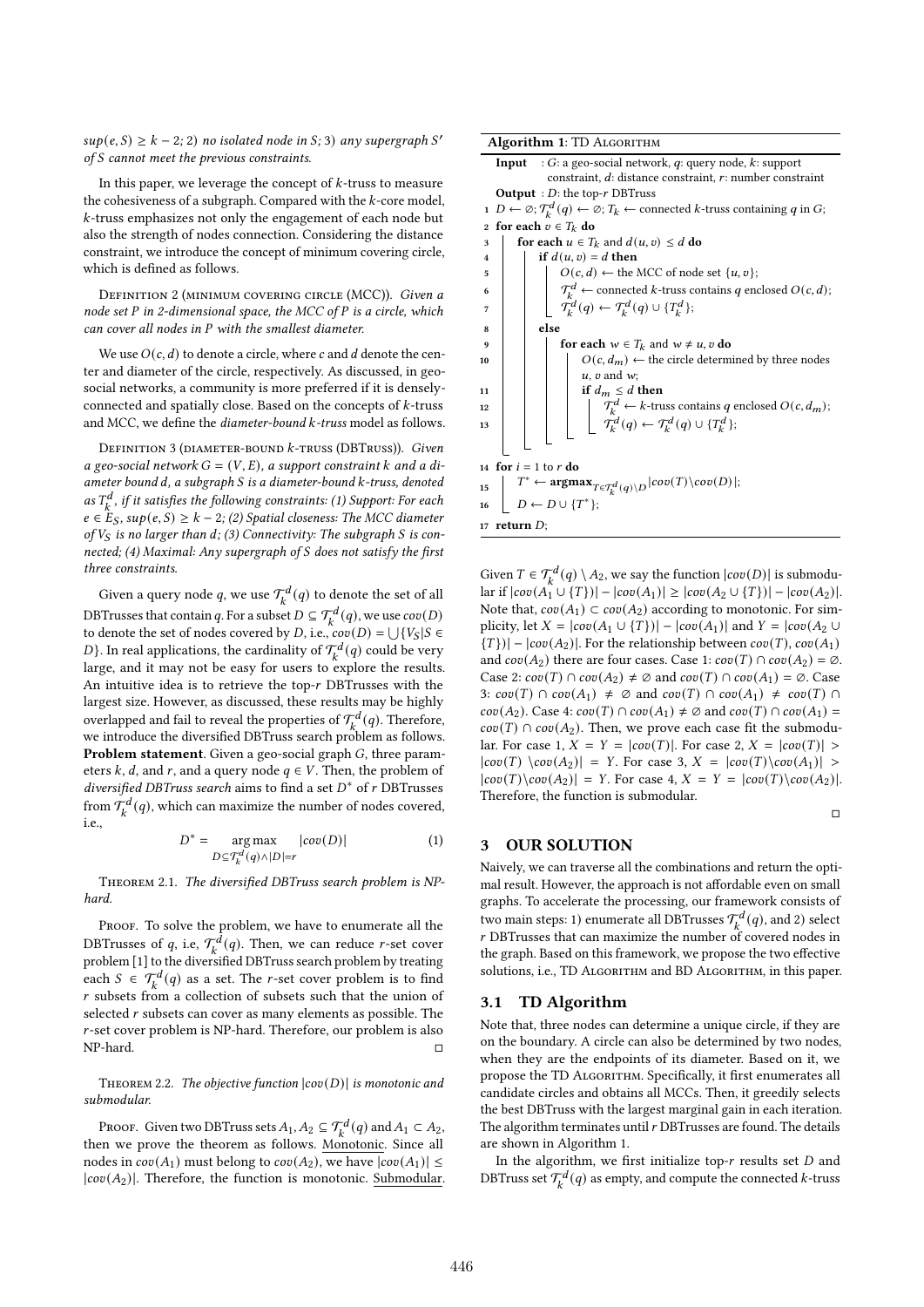$sup(e, S) \geq k - 2$; 2) no isolated node in $S$; 3) any supergraph $S'$ of $S$ cannot meet the previous constraints.

In this paper, we leverage the concept of $k$-truss to measure the cohesiveness of a subgraph. Compared with the $k$-core model, $k$-truss emphasizes not only the engagement of each node but also the strength of nodes connection. Considering the distance constraint, we introduce the concept of minimum covering circle, which is defined as follows.

Definition 2 (minimum covering circle (MCC)). *Given a node set $P$ in 2-dimensional space, the MCC of $P$ is a circle, which can cover all nodes in $P$ with the smallest diameter.*

We use $O(c, d)$ to denote a circle, where $c$ and $d$ denote the center and diameter of the circle, respectively. As discussed, in geo-social networks, a community is more preferred if it is densely-connected and spatially close. Based on the concepts of $k$-truss and MCC, we define the *diameter-bound $k$-truss* model as follows.

Definition 3 (diameter-bound $k$-truss (DBTruss)). *Given a geo-social network $G = (V, E)$, a support constraint $k$ and a diameter bound $d$, a subgraph $S$ is a diameter-bound $k$-truss, denoted as $T_k^d$, if it satisfies the following constraints: (1) Support: For each $e \in E_S$, $sup(e, S) \geq k - 2$; (2) Spatial closeness: The MCC diameter of $V_S$ is no larger than $d$; (3) Connectivity: The subgraph $S$ is connected; (4) Maximal: Any supergraph of $S$ does not satisfy the first three constraints.*

Given a query node $q$, we use $\mathcal{T}_k^d(q)$ to denote the set of all DBTrusses that contain $q$. For a subset $D \subseteq \mathcal{T}_k^d(q)$, we use $cov(D)$ to denote the set of nodes covered by $D$, i.e., $cov(D) = \bigcup\{V_S | S \in D\}$. In real applications, the cardinality of $\mathcal{T}_k^d(q)$ could be very large, and it may not be easy for users to explore the results. An intuitive idea is to retrieve the top-$r$ DBTrusses with the largest size. However, as discussed, these results may be highly overlapped and fail to reveal the properties of $\mathcal{T}_k^d(q)$. Therefore, we introduce the diversified DBTruss search problem as follows.

**Problem statement**. Given a geo-social graph $G$, three parameters $k$, $d$, and $r$, and a query node $q \in V$. Then, the problem of *diversified DBTruss search* aims to find a set $D^*$ of $r$ DBTrusses from $\mathcal{T}_k^d(q)$, which can maximize the number of nodes covered, i.e.,

$$D^* = \underset{D \subseteq \mathcal{T}_k^d(q) \wedge |D| = r}{\arg\max} \quad |cov(D)| \tag{1}$$

Theorem 2.1. *The diversified DBTruss search problem is NP-hard.*

Proof. To solve the problem, we have to enumerate all the DBTrusses of $q$, i.e, $\mathcal{T}_k^d(q)$. Then, we can reduce $r$-set cover problem [1] to the diversified DBTruss search problem by treating each $S \in \mathcal{T}_k^d(q)$ as a set. The $r$-set cover problem is to find $r$ subsets from a collection of subsets such that the union of selected $r$ subsets can cover as many elements as possible. The $r$-set cover problem is NP-hard. Therefore, our problem is also NP-hard. □

Theorem 2.2. *The objective function $|cov(D)|$ is monotonic and submodular.*

Proof. Given two DBTruss sets $A_1, A_2 \subseteq \mathcal{T}_k^d(q)$ and $A_1 \subset A_2$, then we prove the theorem as follows. Monotonic. Since all nodes in $cov(A_1)$ must belong to $cov(A_2)$, we have $|cov(A_1)| \leq |cov(A_2)|$. Therefore, the function is monotonic. Submodular. Given $T \in \mathcal{T}_k^d(q) \setminus A_2$, we say the function $|cov(D)|$ is submodular if $|cov(A_1 \cup \{T\})| - |cov(A_1)| \geq |cov(A_2 \cup \{T\})| - |cov(A_2)|$. Note that, $cov(A_1) \subset cov(A_2)$ according to monotonic. For simplicity, let $X = |cov(A_1 \cup \{T\})| - |cov(A_1)|$ and $Y = |cov(A_2 \cup \{T\})| - |cov(A_2)|$. For the relationship between $cov(T)$, $cov(A_1)$ and $cov(A_2)$ there are four cases. Case 1: $cov(T) \cap cov(A_2) = \emptyset$. Case 2: $cov(T) \cap cov(A_2) \neq \emptyset$ and $cov(T) \cap cov(A_1) = \emptyset$. Case 3: $cov(T) \cap cov(A_1) \neq \emptyset$ and $cov(T) \cap cov(A_1) \neq cov(T) \cap cov(A_2)$. Case 4: $cov(T) \cap cov(A_1) \neq \emptyset$ and $cov(T) \cap cov(A_1) = cov(T) \cap cov(A_2)$. Then, we prove each case fit the submodular. For case 1, $X = Y = |cov(T)|$. For case 2, $X = |cov(T)| > |cov(T) \setminus cov(A_2)| = Y$. For case 3, $X = |cov(T) \setminus cov(A_1)| > |cov(T) \setminus cov(A_2)| = Y$. For case 4, $X = Y = |cov(T) \setminus cov(A_2)|$. Therefore, the function is submodular. □

**Algorithm 1**: TD Algorithm

```
Input  : G: a geo-social network, q: query node, k: support
         constraint, d: distance constraint, r: number constraint
Output : D: the top-r DBTruss
1  D ← ∅; T_k^d(q) ← ∅; T_k ← connected k-truss containing q in G;
2  for each v ∈ T_k do
3      for each u ∈ T_k and d(u, v) ≤ d do
4          if d(u, v) = d then
5              O(c, d) ← the MCC of node set {u, v};
6              T_k^d ← connected k-truss contains q enclosed O(c, d);
7              T_k^d(q) ← T_k^d(q) ∪ {T_k^d};
8          else
9              for each w ∈ T_k and w ≠ u, v do
10                 O(c, d_m) ← the circle determined by three nodes
                   u, v and w;
11                 if d_m ≤ d then
12                     T_k^d ← k-truss contains q enclosed O(c, d_m);
13                     T_k^d(q) ← T_k^d(q) ∪ {T_k^d};
14 for i = 1 to r do
15     T* ← argmax_{T ∈ T_k^d(q)\D} |cov(T)\cov(D)|;
16     D ← D ∪ {T*};
17 return D;
```

## 3 OUR SOLUTION

Naively, we can traverse all the combinations and return the optimal result. However, the approach is not affordable even on small graphs. To accelerate the processing, our framework consists of two main steps: 1) enumerate all DBTrusses $\mathcal{T}_k^d(q)$, and 2) select $r$ DBTrusses that can maximize the number of covered nodes in the graph. Based on this framework, we propose the two effective solutions, i.e., TD Algorithm and BD Algorithm, in this paper.

### 3.1 TD Algorithm

Note that, three nodes can determine a unique circle, if they are on the boundary. A circle can also be determined by two nodes, when they are the endpoints of its diameter. Based on it, we propose the TD Algorithm. Specifically, it first enumerates all candidate circles and obtains all MCCs. Then, it greedily selects the best DBTruss with the largest marginal gain in each iteration. The algorithm terminates until $r$ DBTrusses are found. The details are shown in Algorithm 1.

In the algorithm, we first initialize top-$r$ results set $D$ and DBTruss set $\mathcal{T}_k^d(q)$ as empty, and compute the connected $k$-truss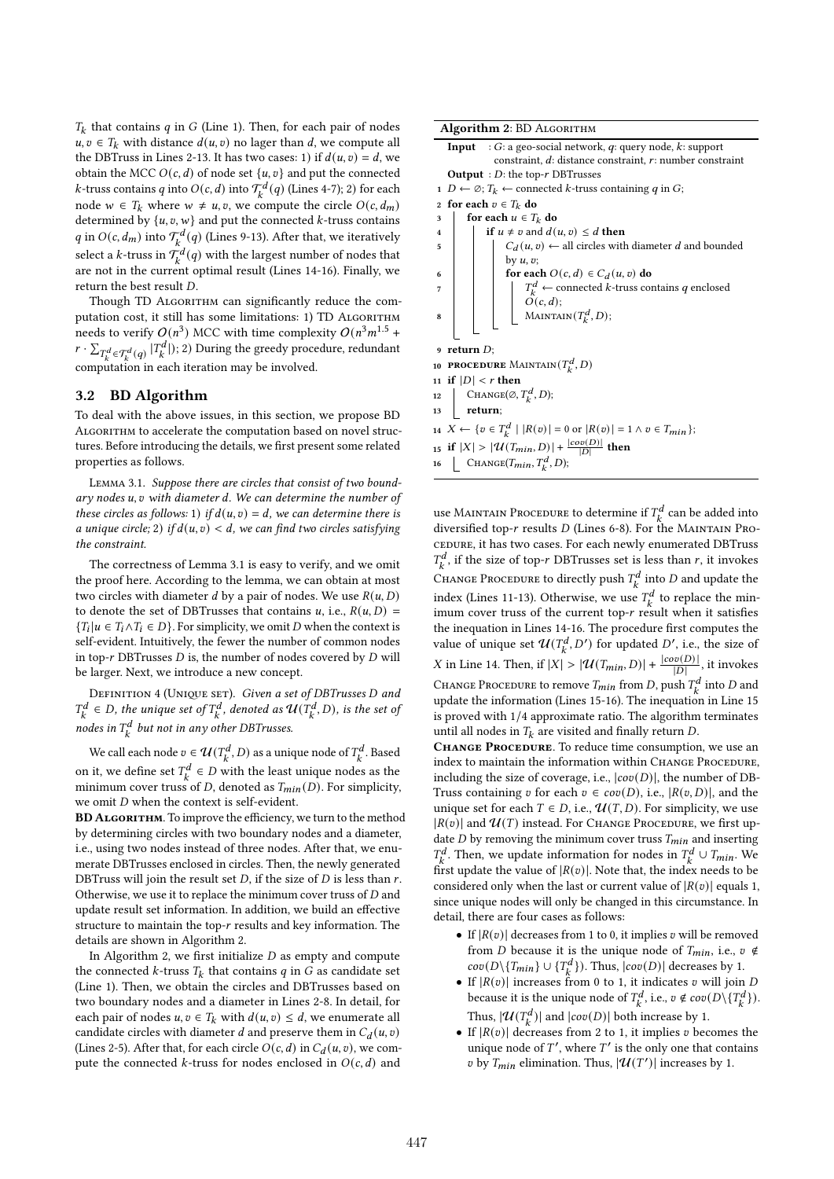$T_k$ that contains $q$ in $G$ (Line 1). Then, for each pair of nodes $u, v \in T_k$ with distance $d(u,v)$ no lager than $d$, we compute all the DBTruss in Lines 2-13. It has two cases: 1) if $d(u,v) = d$, we obtain the MCC $O(c,d)$ of node set $\{u,v\}$ and put the connected $k$-truss contains $q$ into $O(c,d)$ into $\mathcal{T}_k^d(q)$ (Lines 4-7); 2) for each node $w \in T_k$ where $w \neq u, v$, we compute the circle $O(c, d_m)$ determined by $\{u,v,w\}$ and put the connected $k$-truss contains $q$ in $O(c,d_m)$ into $\mathcal{T}_k^d(q)$ (Lines 9-13). After that, we iteratively select a $k$-truss in $\mathcal{T}_k^d(q)$ with the largest number of nodes that are not in the current optimal result (Lines 14-16). Finally, we return the best result $D$.

Though TD Algorithm can significantly reduce the computation cost, it still has some limitations: 1) TD Algorithm needs to verify $O(n^3)$ MCC with time complexity $O(n^3 m^{1.5} + r \cdot \sum_{T_k^d \in \mathcal{T}_k^d(q)} |T_k^d|)$; 2) During the greedy procedure, redundant computation in each iteration may be involved.

## 3.2 BD Algorithm

To deal with the above issues, in this section, we propose BD Algorithm to accelerate the computation based on novel structures. Before introducing the details, we first present some related properties as follows.

Lemma 3.1. *Suppose there are circles that consist of two boundary nodes $u, v$ with diameter $d$. We can determine the number of these circles as follows: 1) if $d(u,v) = d$, we can determine there is a unique circle; 2) if $d(u,v) < d$, we can find two circles satisfying the constraint.*

The correctness of Lemma 3.1 is easy to verify, and we omit the proof here. According to the lemma, we can obtain at most two circles with diameter $d$ by a pair of nodes. We use $R(u,D)$ to denote the set of DBTrusses that contains $u$, i.e., $R(u,D) = \{T_i | u \in T_i \wedge T_i \in D\}$. For simplicity, we omit $D$ when the context is self-evident. Intuitively, the fewer the number of common nodes in top-$r$ DBTrusses $D$ is, the number of nodes covered by $D$ will be larger. Next, we introduce a new concept.

Definition 4 (Unique set). *Given a set of DBTrusses $D$ and $T_k^d \in D$, the unique set of $T_k^d$, denoted as $\mathcal{U}(T_k^d, D)$, is the set of nodes in $T_k^d$ but not in any other DBTrusses.*

We call each node $v \in \mathcal{U}(T_k^d, D)$ as a unique node of $T_k^d$. Based on it, we define set $T_k^d \in D$ with the least unique nodes as the minimum cover truss of $D$, denoted as $T_{min}(D)$. For simplicity, we omit $D$ when the context is self-evident.

**BD Algorithm**. To improve the efficiency, we turn to the method by determining circles with two boundary nodes and a diameter, i.e., using two nodes instead of three nodes. After that, we enumerate DBTrusses enclosed in circles. Then, the newly generated DBTruss will join the result set $D$, if the size of $D$ is less than $r$. Otherwise, we use it to replace the minimum cover truss of $D$ and update result set information. In addition, we build an effective structure to maintain the top-$r$ results and key information. The details are shown in Algorithm 2.

In Algorithm 2, we first initialize $D$ as empty and compute the connected $k$-truss $T_k$ that contains $q$ in $G$ as candidate set (Line 1). Then, we obtain the circles and DBTrusses based on two boundary nodes and a diameter in Lines 2-8. In detail, for each pair of nodes $u, v \in T_k$ with $d(u,v) \le d$, we enumerate all candidate circles with diameter $d$ and preserve them in $C_d(u,v)$ (Lines 2-5). After that, for each circle $O(c,d)$ in $C_d(u,v)$, we compute the connected $k$-truss for nodes enclosed in $O(c,d)$ and

---

**Algorithm 2**: BD Algorithm

```
Input  : G: a geo-social network, q: query node, k: support
         constraint, d: distance constraint, r: number constraint
Output : D: the top-r DBTrusses
1  D ← ∅; T_k ← connected k-truss containing q in G;
2  for each v ∈ T_k do
3      for each u ∈ T_k do
4          if u ≠ v and d(u,v) ≤ d then
5              C_d(u,v) ← all circles with diameter d and bounded
               by u, v;
6              for each O(c,d) ∈ C_d(u,v) do
7                  T_k^d ← connected k-truss contains q enclosed
                   O(c,d);
8                  Maintain(T_k^d, D);
9  return D;
10 procedure Maintain(T_k^d, D)
11 if |D| < r then
12     Change(∅, T_k^d, D);
13     return;
14 X ← {v ∈ T_k^d | |R(v)| = 0 or |R(v)| = 1 ∧ v ∈ T_min};
15 if |X| > |U(T_min, D)| + |cov(D)|/|D| then
16     Change(T_min, T_k^d, D);
```

---

use Maintain Procedure to determine if $T_k^d$ can be added into diversified top-$r$ results $D$ (Lines 6-8). For the Maintain Procedure, it has two cases. For each newly enumerated DBTruss $T_k^d$, if the size of top-$r$ DBTrusses set is less than $r$, it invokes Change Procedure to directly push $T_k^d$ into $D$ and update the index (Lines 11-13). Otherwise, we use $T_k^d$ to replace the minimum cover truss of the current top-$r$ result when it satisfies the inequation in Lines 14-16. The procedure first computes the value of unique set $\mathcal{U}(T_k^d, D')$ for updated $D'$, i.e., the size of $X$ in Line 14. Then, if $|X| > |\mathcal{U}(T_{min}, D)| + \frac{|cov(D)|}{|D|}$, it invokes Change Procedure to remove $T_{min}$ from $D$, push $T_k^d$ into $D$ and update the information (Lines 15-16). The inequation in Line 15 is proved with 1/4 approximate ratio. The algorithm terminates until all nodes in $T_k$ are visited and finally return $D$.

**Change Procedure**. To reduce time consumption, we use an index to maintain the information within Change Procedure, including the size of coverage, i.e., $|cov(D)|$, the number of DBTruss containing $v$ for each $v \in cov(D)$, i.e., $|R(v,D)|$, and the unique set for each $T \in D$, i.e., $\mathcal{U}(T,D)$. For simplicity, we use $|R(v)|$ and $\mathcal{U}(T)$ instead. For Change Procedure, we first update $D$ by removing the minimum cover truss $T_{min}$ and inserting $T_k^d$. Then, we update information for nodes in $T_k^d \cup T_{min}$. We first update the value of $|R(v)|$. Note that, the index needs to be considered only when the last or current value of $|R(v)|$ equals 1, since unique nodes will only be changed in this circumstance. In detail, there are four cases as follows:

- If $|R(v)|$ decreases from 1 to 0, it implies $v$ will be removed from $D$ because it is the unique node of $T_{min}$, i.e., $v \notin cov(D \backslash \{T_{min}\} \cup \{T_k^d\})$. Thus, $|cov(D)|$ decreases by 1.
- If $|R(v)|$ increases from 0 to 1, it indicates $v$ will join $D$ because it is the unique node of $T_k^d$, i.e., $v \notin cov(D \backslash \{T_k^d\})$. Thus, $|\mathcal{U}(T_k^d)|$ and $|cov(D)|$ both increase by 1.
- If $|R(v)|$ decreases from 2 to 1, it implies $v$ becomes the unique node of $T'$, where $T'$ is the only one that contains $v$ by $T_{min}$ elimination. Thus, $|\mathcal{U}(T')|$ increases by 1.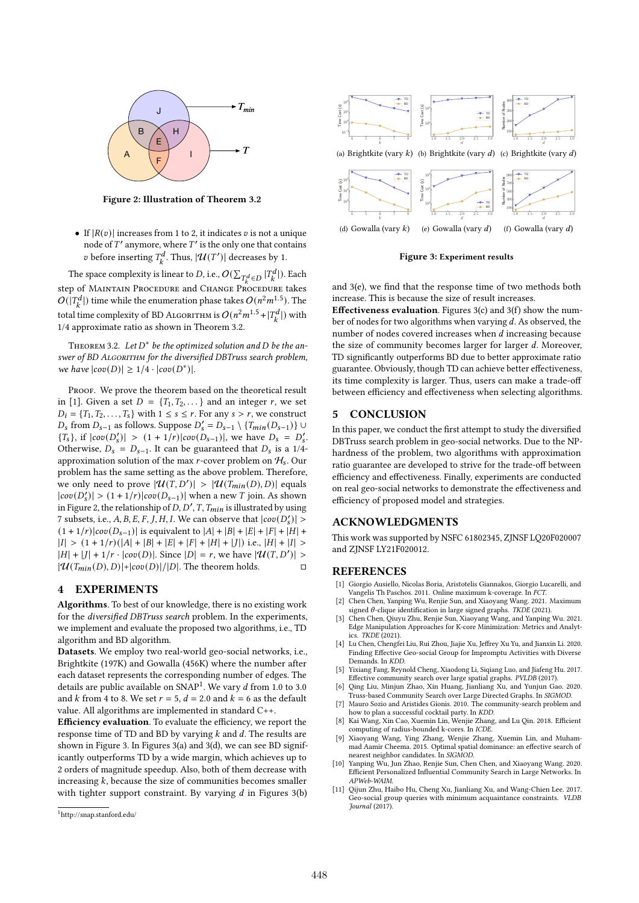J

B

H

E

A

F

I

$T_{min}$

$T$

Figure 2: Illustration of Theorem 3.2

- If $|R(v)|$ increases from 1 to 2, it indicates $v$ is not a unique node of $T'$ anymore, where $T'$ is the only one that contains $v$ before inserting $T_k^d$. Thus, $|\mathcal{U}(T')|$ decreases by 1.

The space complexity is linear to $D$, i.e., $O(\sum_{T_k^d \in D} |T_k^d|)$. Each step of Maintain Procedure and Change Procedure takes $O(|T_k^d|)$ time while the enumeration phase takes $O(n^2 m^{1.5})$. The total time complexity of BD Algorithm is $O(n^2 m^{1.5} + |T_k^d|)$ with 1/4 approximate ratio as shown in Theorem 3.2.

Theorem 3.2. *Let $D^*$ be the optimized solution and $D$ be the answer of BD Algorithm for the diversified DBTruss search problem, we have $|cov(D)| \geq 1/4 \cdot |cov(D^*)|$.*

Proof. We prove the theorem based on the theoretical result in [1]. Given a set $D = \{T_1, T_2, \dots\}$ and an integer $r$, we set $D_i = \{T_1, T_2, \dots, T_s\}$ with $1 \leq s \leq r$. For any $s > r$, we construct $D_s$ from $D_{s-1}$ as follows. Suppose $D'_s = D_{s-1} \setminus \{T_{min}(D_{s-1})\} \cup \{T_s\}$, if $|cov(D'_s)| > (1 + 1/r)|cov(D_{s-1})|$, we have $D_s = D'_s$. Otherwise, $D_s = D_{s-1}$. It can be guaranteed that $D_s$ is a 1/4-approximation solution of the max $r$-cover problem on $\mathcal{H}_s$. Our problem has the same setting as the above problem. Therefore, we only need to prove $|\mathcal{U}(T, D')| > |\mathcal{U}(T_{min}(D), D)|$ equals $|cov(D'_s)| > (1 + 1/r)|cov(D_{s-1})|$ when a new $T$ join. As shown in Figure 2, the relationship of $D, D', T, T_{min}$ is illustrated by using 7 subsets, i.e., $A, B, E, F, J, H, I$. We can observe that $|cov(D'_s)| > (1 + 1/r)|cov(D_{s-1})|$ is equivalent to $|A| + |B| + |E| + |F| + |H| + |I| > (1 + 1/r)(|A| + |B| + |E| + |F| + |H| + |J|)$ i.e., $|H| + |I| > |H| + |J| + 1/r \cdot |cov(D)|$. Since $|D| = r$, we have $|\mathcal{U}(T, D')| > |\mathcal{U}(T_{min}(D), D)| + |cov(D)|/|D|$. The theorem holds. ◻

## 4 EXPERIMENTS

**Algorithms**. To best of our knowledge, there is no existing work for the *diversified DBTruss search* problem. In the experiments, we implement and evaluate the proposed two algorithms, i.e., TD algorithm and BD algorithm.

**Datasets**. We employ two real-world geo-social networks, i.e., Brightkite (197K) and Gowalla (456K) where the number after each dataset represents the corresponding number of edges. The details are public available on SNAP[1]. We vary $d$ from 1.0 to 3.0 and $k$ from 4 to 8. We set $r = 5$, $d = 2.0$ and $k = 6$ as the default value. All algorithms are implemented in standard C++.

**Efficiency evaluation**. To evaluate the efficiency, we report the response time of TD and BD by varying $k$ and $d$. The results are shown in Figure 3. In Figures 3(a) and 3(d), we can see BD significantly outperforms TD by a wide margin, which achieves up to 2 orders of magnitude speedup. Also, both of them decrease with increasing $k$, because the size of communities becomes smaller with tighter support constraint. By varying $d$ in Figures 3(b) and 3(e), we find that the response time of two methods both increase. This is because the size of result increases.

[1] http://snap.stanford.edu/

TD
BD
Time Cost (s)
$10^1$
$10^0$
$10^{-1}$
4 5 6 7 8
$k$

(a) Brightkite (vary $k$)

Time Cost (s)
$10^1$
$10^0$
1.0 1.5 2.0 2.5 3.0
$d$

(b) Brightkite (vary $d$)

Number of Nodes
400
300
200
100
1.0 1.5 2.0 2.5 3.0
$d$

(c) Brightkite (vary $d$)

Time Cost (s)
$10^3$
$10^2$
4 5 6 7 8
$k$

(d) Gowalla (vary $k$)

Time Cost (s)
$10^3$
$10^2$
1.0 1.5 2.0 2.5 3.0
$d$

(e) Gowalla (vary $d$)

Number of Nodes
900
700
500
300
100
1.0 1.5 2.0 2.5 3.0
$d$

(f) Gowalla (vary $d$)

Figure 3: Experiment results

**Effectiveness evaluation**. Figures 3(c) and 3(f) show the number of nodes for two algorithms when varying $d$. As observed, the number of nodes covered increases when $d$ increasing because the size of community becomes larger for larger $d$. Moreover, TD significantly outperforms BD due to better approximate ratio guarantee. Obviously, though TD can achieve better effectiveness, its time complexity is larger. Thus, users can make a trade-off between efficiency and effectiveness when selecting algorithms.

## 5 CONCLUSION

In this paper, we conduct the first attempt to study the diversified DBTruss search problem in geo-social networks. Due to the NP-hardness of the problem, two algorithms with approximation ratio guarantee are developed to strive for the trade-off between efficiency and effectiveness. Finally, experiments are conducted on real geo-social networks to demonstrate the effectiveness and efficiency of proposed model and strategies.

## ACKNOWLEDGMENTS

This work was supported by NSFC 61802345, ZJNSF LQ20F020007 and ZJNSF LY21F020012.

## REFERENCES

[1] Giorgio Ausiello, Nicolas Boria, Aristotelis Giannakos, Giorgio Lucarelli, and Vangelis Th Paschos. 2011. Online maximum k-coverage. In *FCT*.

[2] Chen Chen, Yanping Wu, Renjie Sun, and Xiaoyang Wang. 2021. Maximum signed θ-clique identification in large signed graphs. *TKDE* (2021).

[3] Chen Chen, Qiuyu Zhu, Renjie Sun, Xiaoyang Wang, and Yanping Wu. 2021. Edge Manipulation Approaches for K-core Minimization: Metrics and Analytics. *TKDE* (2021).

[4] Lu Chen, Chengfei Liu, Rui Zhou, Jiajie Xu, Jeffrey Xu Yu, and Jianxin Li. 2020. Finding Effective Geo-social Group for Impromptu Activities with Diverse Demands. In *KDD*.

[5] Yixiang Fang, Reynold Cheng, Xiaodong Li, Siqiang Luo, and Jiafeng Hu. 2017. Effective community search over large spatial graphs. *PVLDB* (2017).

[6] Qing Liu, Minjun Zhao, Xin Huang, Jianliang Xu, and Yunjun Gao. 2020. Truss-based Community Search over Large Directed Graphs. In *SIGMOD*.

[7] Mauro Sozio and Aristides Gionis. 2010. The community-search problem and how to plan a successful cocktail party. In *KDD*.

[8] Kai Wang, Xin Cao, Xuemin Lin, Wenjie Zhang, and Lu Qin. 2018. Efficient computing of radius-bounded k-cores. In *ICDE*.

[9] Xiaoyang Wang, Ying Zhang, Wenjie Zhang, Xuemin Lin, and Muhammad Aamir Cheema. 2015. Optimal spatial dominance: an effective search of nearest neighbor candidates. In *SIGMOD*.

[10] Yanping Wu, Jun Zhao, Renjie Sun, Chen Chen, and Xiaoyang Wang. 2020. Efficient Personalized Influential Community Search in Large Networks. In *APWeb-WAIM*.

[11] Qijun Zhu, Haibo Hu, Cheng Xu, Jianliang Xu, and Wang-Chien Lee. 2017. Geo-social group queries with minimum acquaintance constraints. *VLDB Journal* (2017).